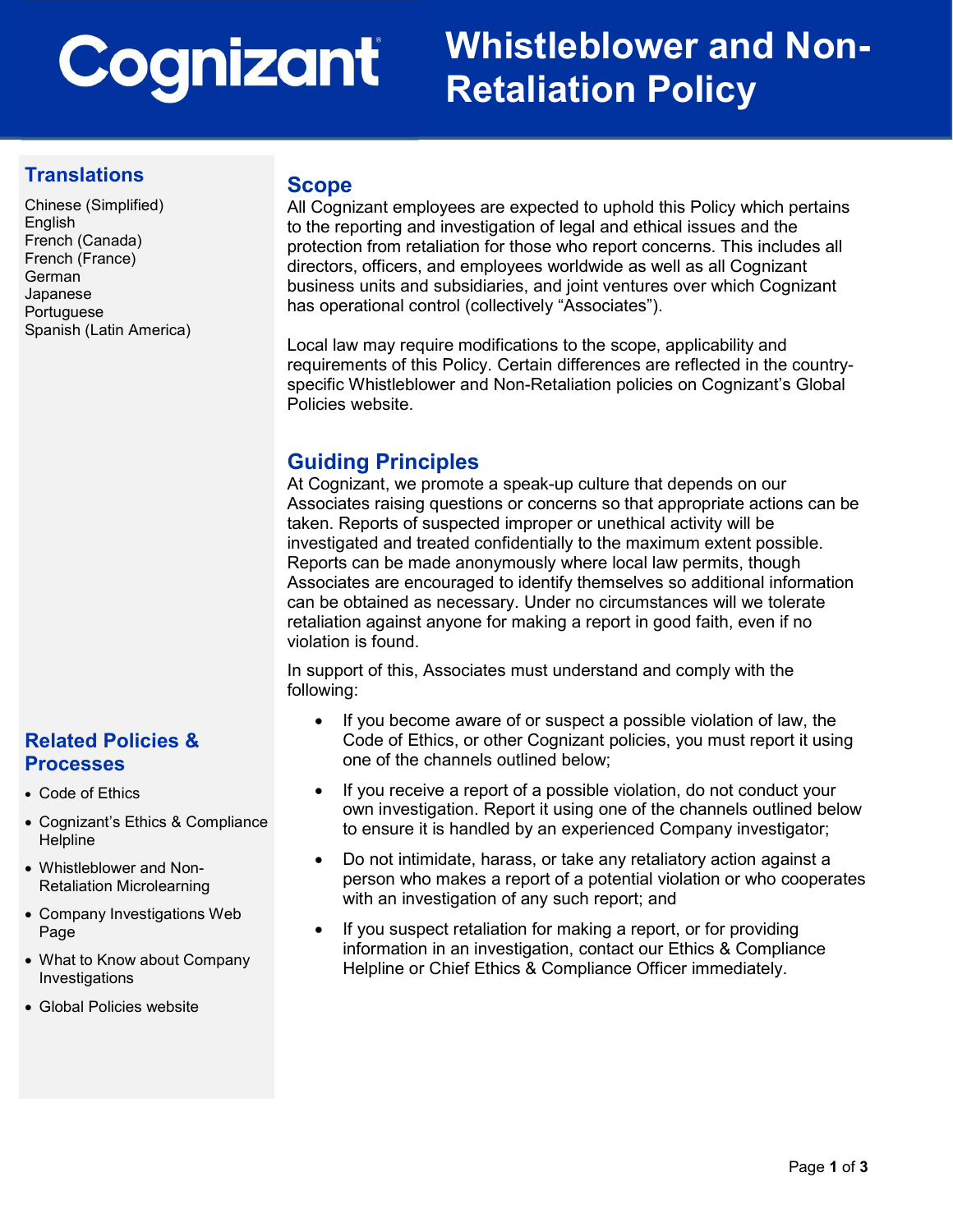# Cognizant Whistleblower and Non-Retaliation Policy

## Translations

Chinese (Simplified)
English
French (Canada)
French (France)
German
Japanese
Portuguese
Spanish (Latin America)

## Related Policies & Processes

- Code of Ethics
- Cognizant's Ethics & Compliance Helpline
- Whistleblower and Non-Retaliation Microlearning
- Company Investigations Web Page
- What to Know about Company Investigations
- Global Policies website

## Scope

All Cognizant employees are expected to uphold this Policy which pertains to the reporting and investigation of legal and ethical issues and the protection from retaliation for those who report concerns. This includes all directors, officers, and employees worldwide as well as all Cognizant business units and subsidiaries, and joint ventures over which Cognizant has operational control (collectively "Associates").

Local law may require modifications to the scope, applicability and requirements of this Policy. Certain differences are reflected in the country-specific Whistleblower and Non-Retaliation policies on Cognizant's Global Policies website.

## Guiding Principles

At Cognizant, we promote a speak-up culture that depends on our Associates raising questions or concerns so that appropriate actions can be taken. Reports of suspected improper or unethical activity will be investigated and treated confidentially to the maximum extent possible. Reports can be made anonymously where local law permits, though Associates are encouraged to identify themselves so additional information can be obtained as necessary. Under no circumstances will we tolerate retaliation against anyone for making a report in good faith, even if no violation is found.

In support of this, Associates must understand and comply with the following:

- If you become aware of or suspect a possible violation of law, the Code of Ethics, or other Cognizant policies, you must report it using one of the channels outlined below;
- If you receive a report of a possible violation, do not conduct your own investigation. Report it using one of the channels outlined below to ensure it is handled by an experienced Company investigator;
- Do not intimidate, harass, or take any retaliatory action against a person who makes a report of a potential violation or who cooperates with an investigation of any such report; and
- If you suspect retaliation for making a report, or for providing information in an investigation, contact our Ethics & Compliance Helpline or Chief Ethics & Compliance Officer immediately.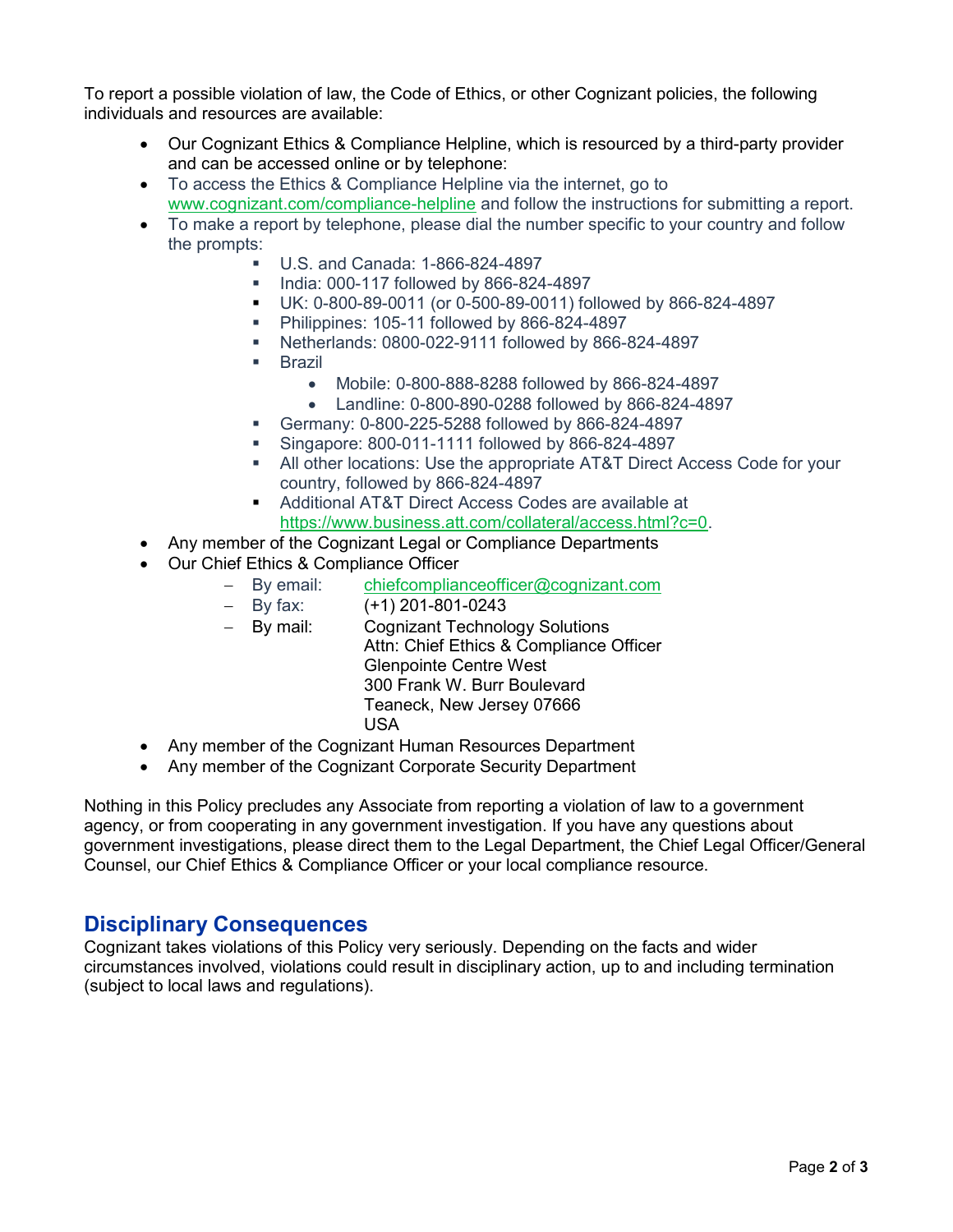To report a possible violation of law, the Code of Ethics, or other Cognizant policies, the following individuals and resources are available:

- Our Cognizant Ethics & Compliance Helpline, which is resourced by a third-party provider and can be accessed online or by telephone:
- To access the Ethics & Compliance Helpline via the internet, go to [www.cognizant.com/compliance-helpline](www.cognizant.com/compliance-helpline) and follow the instructions for submitting a report.
- To make a report by telephone, please dial the number specific to your country and follow the prompts:
    - U.S. and Canada: 1-866-824-4897
    - India: 000-117 followed by 866-824-4897
    - UK: 0-800-89-0011 (or 0-500-89-0011) followed by 866-824-4897
    - Philippines: 105-11 followed by 866-824-4897
    - Netherlands: 0800-022-9111 followed by 866-824-4897
    - Brazil
        - Mobile: 0-800-888-8288 followed by 866-824-4897
        - Landline: 0-800-890-0288 followed by 866-824-4897
    - Germany: 0-800-225-5288 followed by 866-824-4897
    - Singapore: 800-011-1111 followed by 866-824-4897
    - All other locations: Use the appropriate AT&T Direct Access Code for your country, followed by 866-824-4897
    - Additional AT&T Direct Access Codes are available at [https://www.business.att.com/collateral/access.html?c=0](https://www.business.att.com/collateral/access.html?c=0).
- Any member of the Cognizant Legal or Compliance Departments
- Our Chief Ethics & Compliance Officer
    - By email: [chiefcomplianceofficer@cognizant.com](mailto:chiefcomplianceofficer@cognizant.com)
    - By fax: (+1) 201-801-0243
    - By mail: Cognizant Technology Solutions  
      Attn: Chief Ethics & Compliance Officer  
      Glenpointe Centre West  
      300 Frank W. Burr Boulevard  
      Teaneck, New Jersey 07666  
      USA
- Any member of the Cognizant Human Resources Department
- Any member of the Cognizant Corporate Security Department

Nothing in this Policy precludes any Associate from reporting a violation of law to a government agency, or from cooperating in any government investigation. If you have any questions about government investigations, please direct them to the Legal Department, the Chief Legal Officer/General Counsel, our Chief Ethics & Compliance Officer or your local compliance resource.

## Disciplinary Consequences

Cognizant takes violations of this Policy very seriously. Depending on the facts and wider circumstances involved, violations could result in disciplinary action, up to and including termination (subject to local laws and regulations).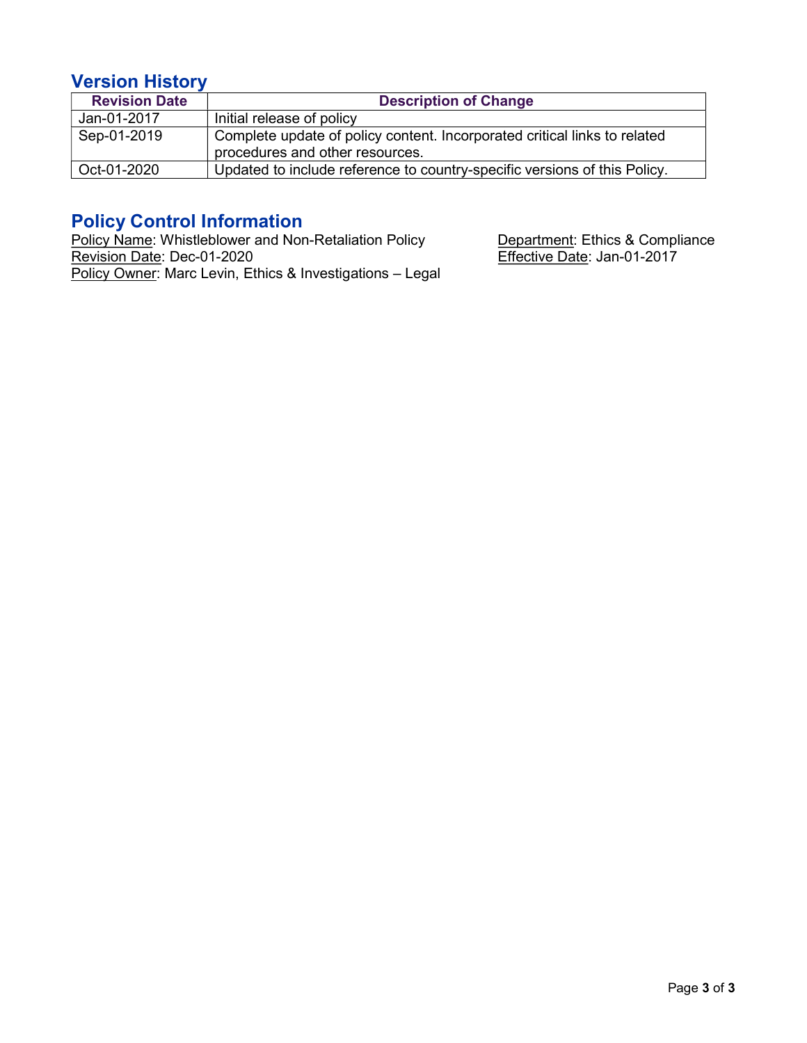## Version History

| Revision Date | Description of Change |
|---|---|
| Jan-01-2017 | Initial release of policy |
| Sep-01-2019 | Complete update of policy content. Incorporated critical links to related procedures and other resources. |
| Oct-01-2020 | Updated to include reference to country-specific versions of this Policy. |

## Policy Control Information

Policy Name: Whistleblower and Non-Retaliation Policy
Revision Date: Dec-01-2020
Policy Owner: Marc Levin, Ethics & Investigations – Legal

Department: Ethics & Compliance
Effective Date: Jan-01-2017